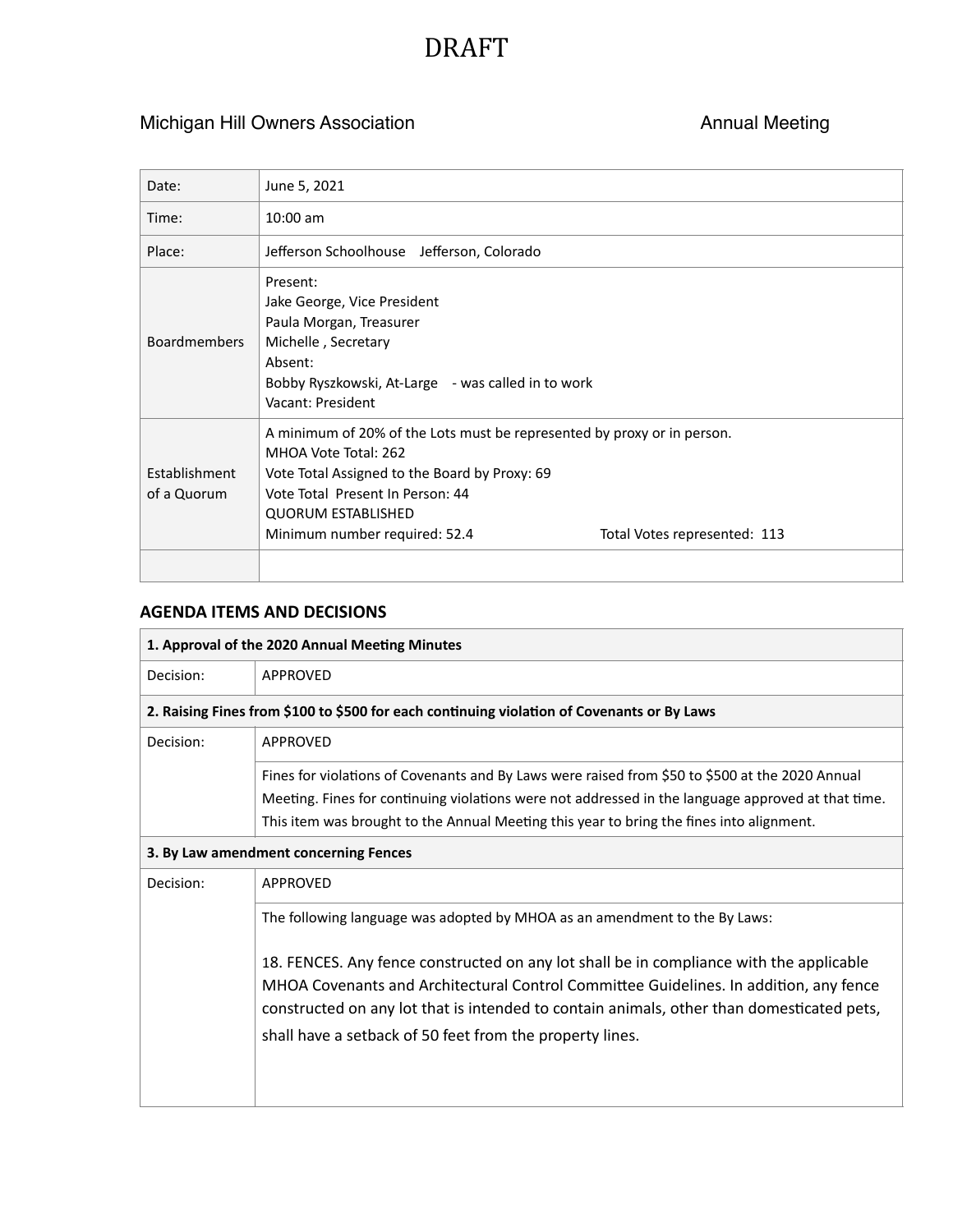# DRAFT

Michigan Hill Owners Association — Annual Meeting

| | |
|---|---|
| Date: | June 5, 2021 |
| Time: | 10:00 am |
| Place: | Jefferson Schoolhouse Jefferson, Colorado |
| Boardmembers | Present:<br>Jake George, Vice President<br>Paula Morgan, Treasurer<br>Michelle , Secretary<br>Absent:<br>Bobby Ryszkowski, At-Large - was called in to work<br>Vacant: President |
| Establishment of a Quorum | A minimum of 20% of the Lots must be represented by proxy or in person.<br>MHOA Vote Total: 262<br>Vote Total Assigned to the Board by Proxy: 69<br>Vote Total Present In Person: 44<br>QUORUM ESTABLISHED<br>Minimum number required: 52.4 Total Votes represented: 113 |
| | |

## AGENDA ITEMS AND DECISIONS

| **1. Approval of the 2020 Annual Meeting Minutes** | |
|---|---|
| Decision: | APPROVED |
| **2. Raising Fines from \$100 to \$500 for each continuing violation of Covenants or By Laws** | |
| Decision: | APPROVED |
| | Fines for violations of Covenants and By Laws were raised from \$50 to \$500 at the 2020 Annual Meeting. Fines for continuing violations were not addressed in the language approved at that time. This item was brought to the Annual Meeting this year to bring the fines into alignment. |
| **3. By Law amendment concerning Fences** | |
| Decision: | APPROVED |
| | The following language was adopted by MHOA as an amendment to the By Laws:<br><br>18. FENCES. Any fence constructed on any lot shall be in compliance with the applicable MHOA Covenants and Architectural Control Committee Guidelines. In addition, any fence constructed on any lot that is intended to contain animals, other than domesticated pets, shall have a setback of 50 feet from the property lines. |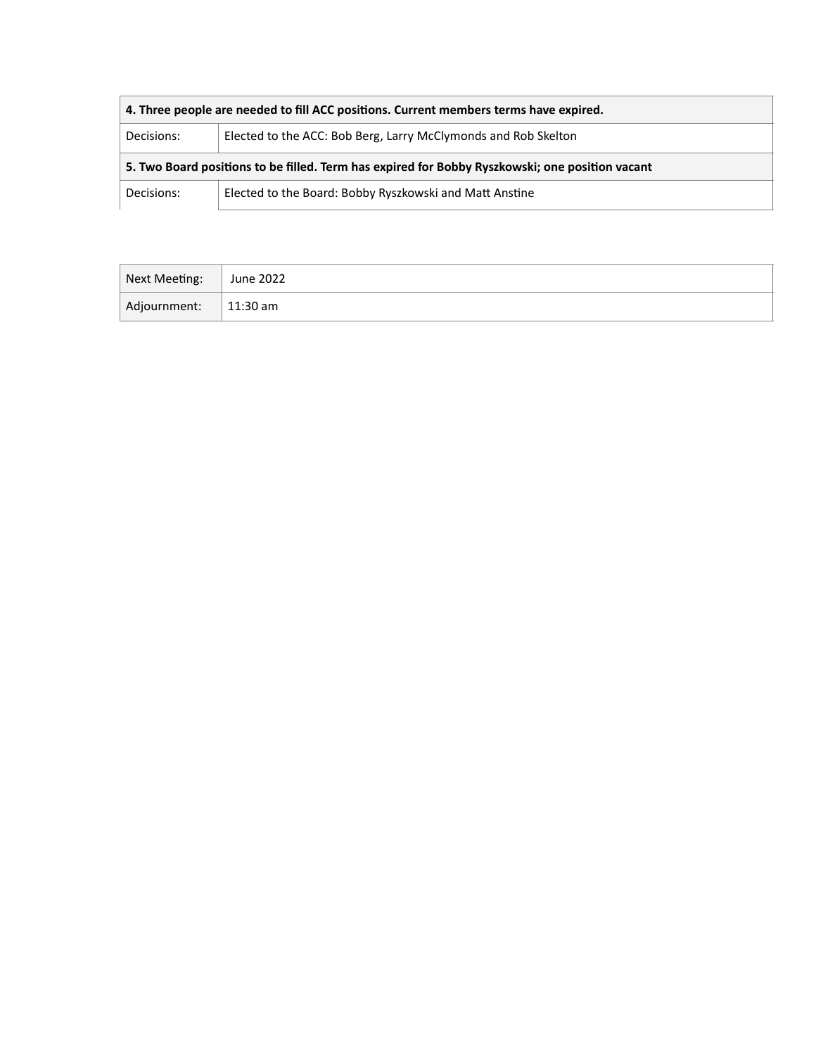| | |
|---|---|
| **4. Three people are needed to fill ACC positions. Current members terms have expired.** | |
| Decisions: | Elected to the ACC: Bob Berg, Larry McClymonds and Rob Skelton |
| **5. Two Board positions to be filled. Term has expired for Bobby Ryszkowski; one position vacant** | |
| Decisions: | Elected to the Board: Bobby Ryszkowski and Matt Anstine |

| | |
|---|---|
| Next Meeting: | June 2022 |
| Adjournment: | 11:30 am |